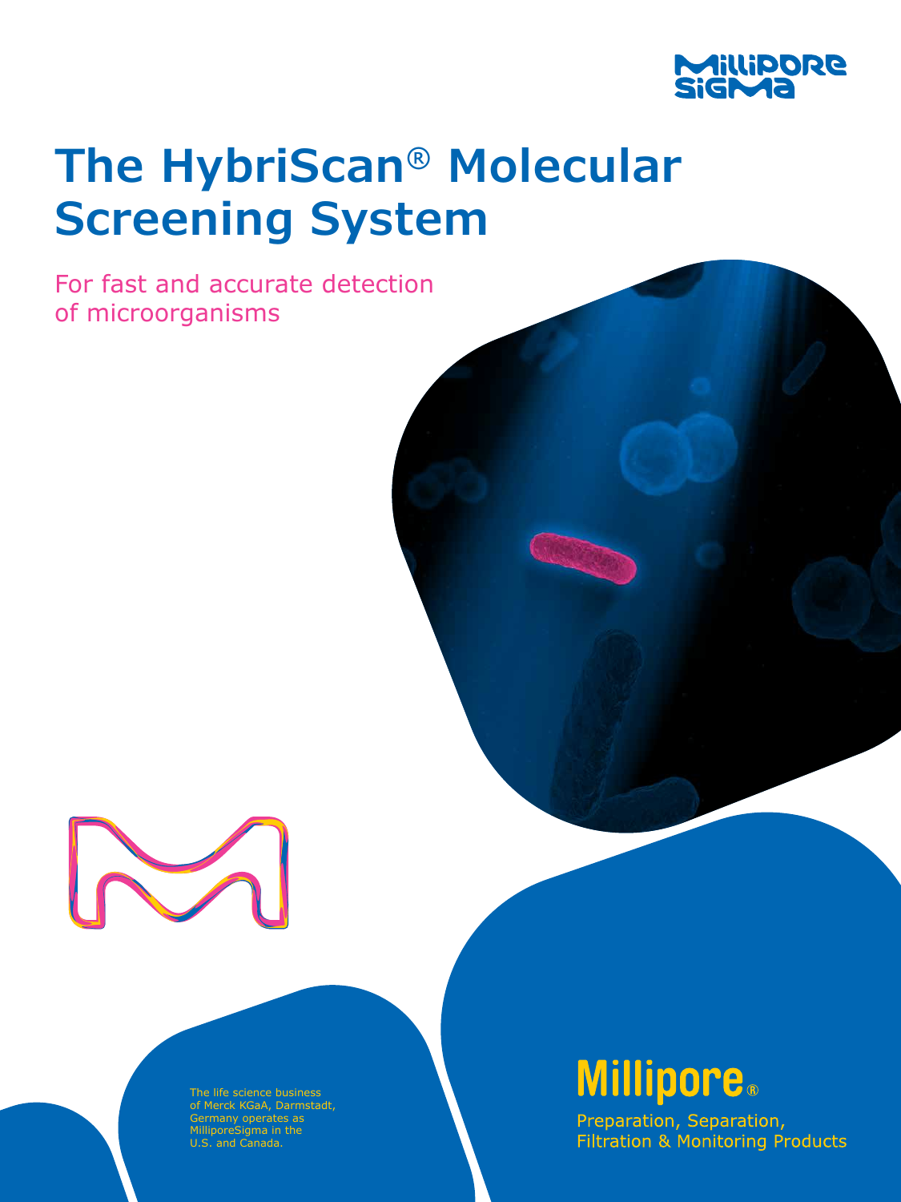# The HybriScan® Molecular Screening System

For fast and accurate detection of microorganisms

The life science business of Merck KGaA, Darmstadt, Germany operates as MilliporeSigma in the U.S. and Canada.

Millipore®

Preparation, Separation, Filtration & Monitoring Products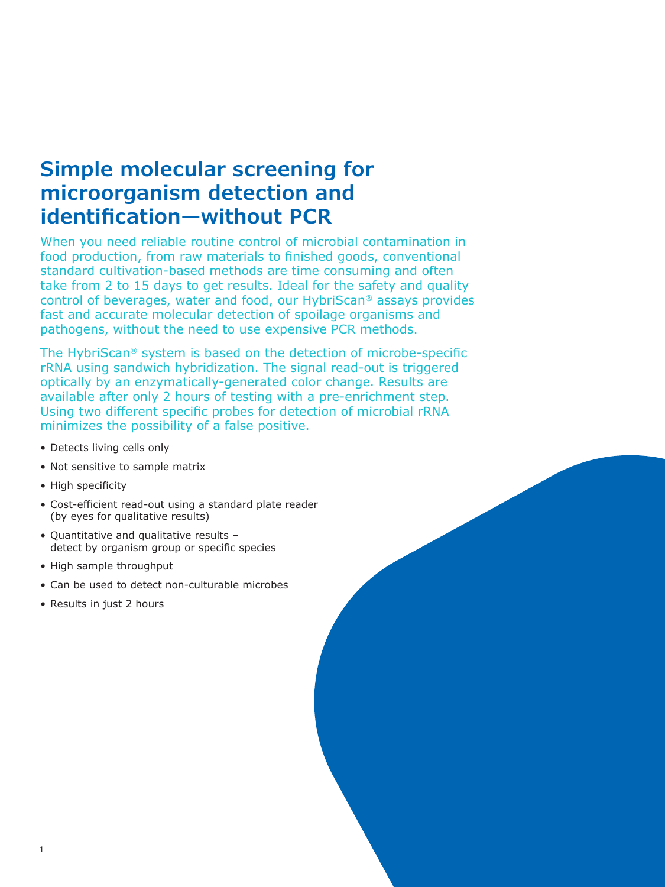# Simple molecular screening for microorganism detection and identification—without PCR

When you need reliable routine control of microbial contamination in food production, from raw materials to finished goods, conventional standard cultivation-based methods are time consuming and often take from 2 to 15 days to get results. Ideal for the safety and quality control of beverages, water and food, our HybriScan® assays provides fast and accurate molecular detection of spoilage organisms and pathogens, without the need to use expensive PCR methods.

The HybriScan® system is based on the detection of microbe-specific rRNA using sandwich hybridization. The signal read-out is triggered optically by an enzymatically-generated color change. Results are available after only 2 hours of testing with a pre-enrichment step. Using two different specific probes for detection of microbial rRNA minimizes the possibility of a false positive.

- Detects living cells only
- Not sensitive to sample matrix
- High specificity
- Cost-efficient read-out using a standard plate reader (by eyes for qualitative results)
- Quantitative and qualitative results – detect by organism group or specific species
- High sample throughput
- Can be used to detect non-culturable microbes
- Results in just 2 hours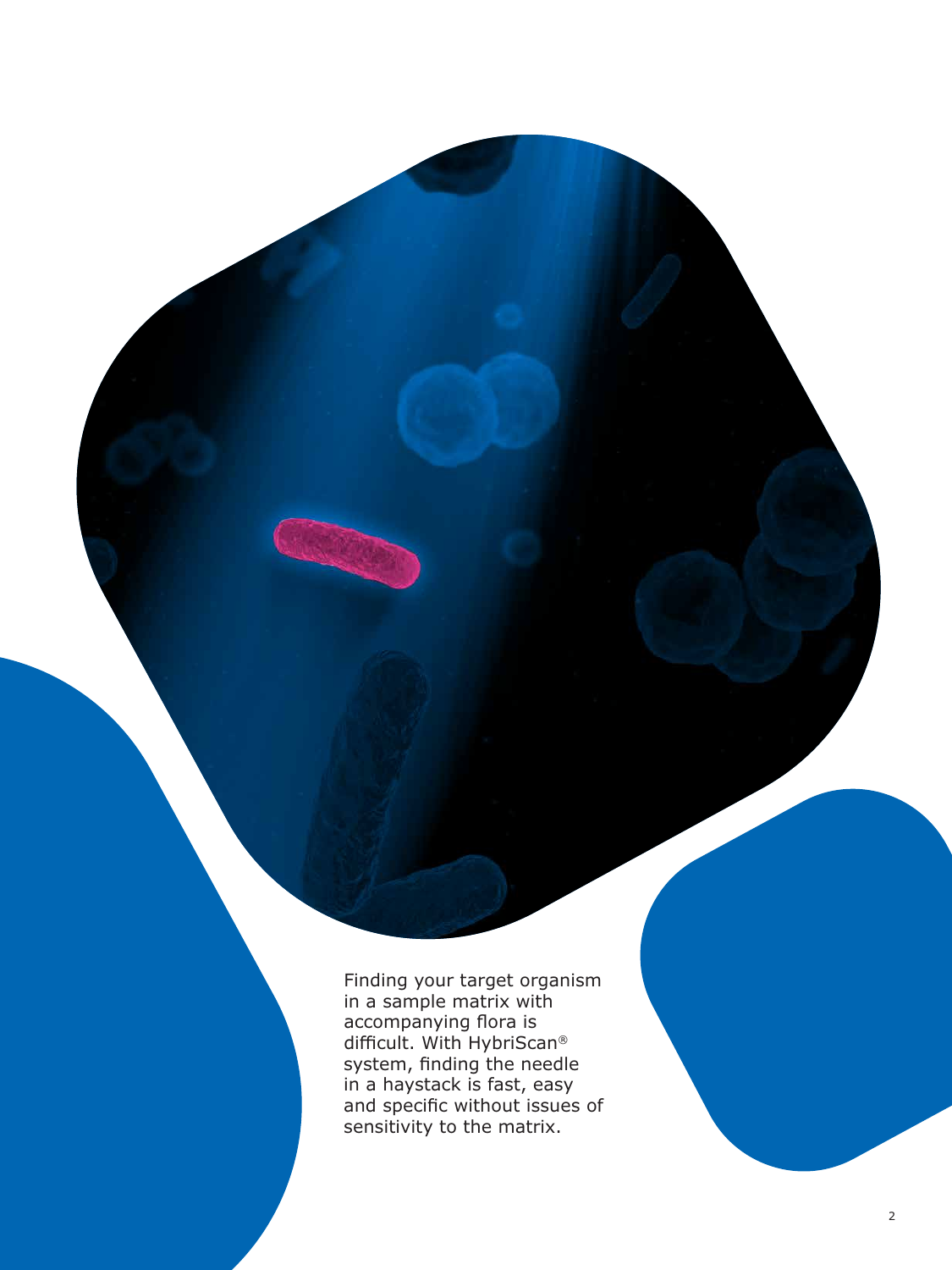Finding your target organism in a sample matrix with accompanying flora is difficult. With HybriScan® system, finding the needle in a haystack is fast, easy and specific without issues of sensitivity to the matrix.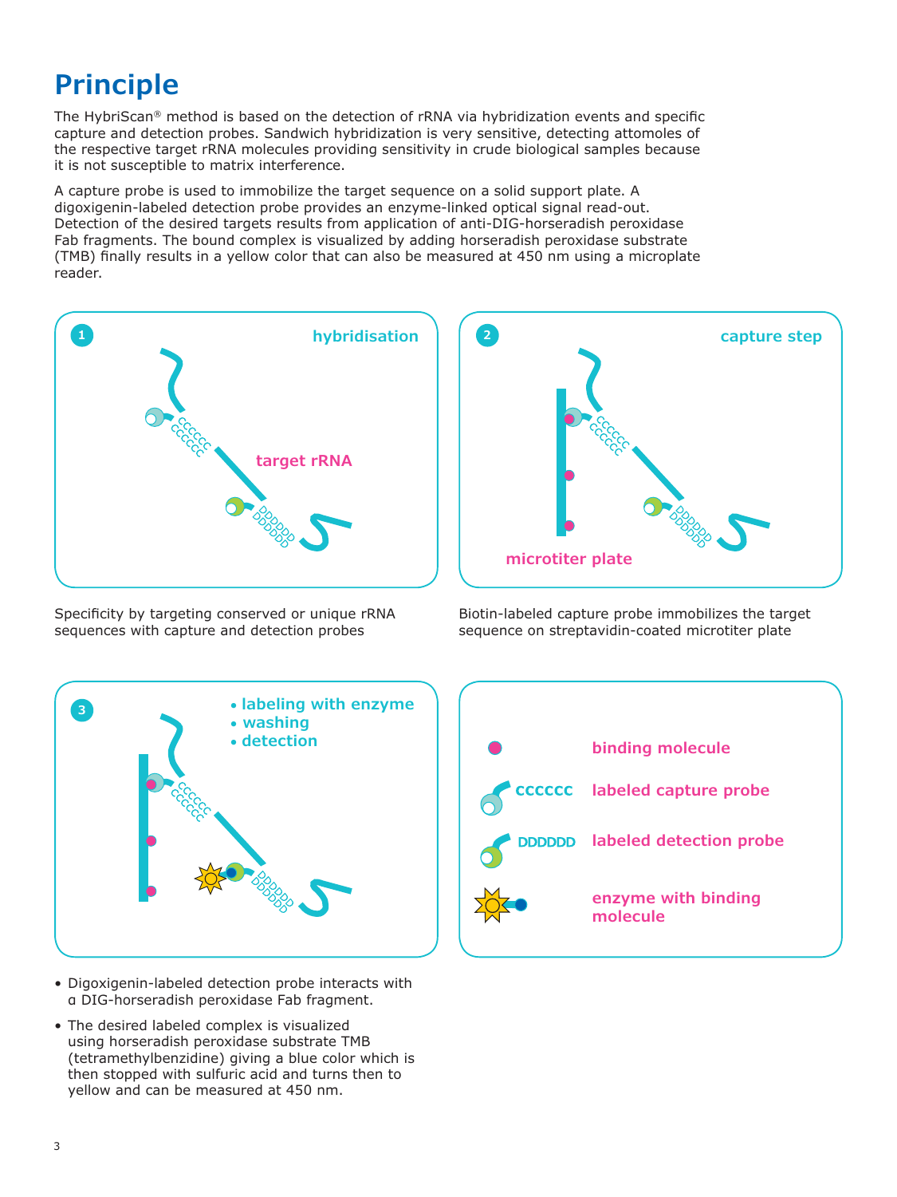# Principle

The HybriScan® method is based on the detection of rRNA via hybridization events and specific capture and detection probes. Sandwich hybridization is very sensitive, detecting attomoles of the respective target rRNA molecules providing sensitivity in crude biological samples because it is not susceptible to matrix interference.

A capture probe is used to immobilize the target sequence on a solid support plate. A digoxigenin-labeled detection probe provides an enzyme-linked optical signal read-out. Detection of the desired targets results from application of anti-DIG-horseradish peroxidase Fab fragments. The bound complex is visualized by adding horseradish peroxidase substrate (TMB) finally results in a yellow color that can also be measured at 450 nm using a microplate reader.

**1 hybridisation**

target rRNA

Specificity by targeting conserved or unique rRNA sequences with capture and detection probes

**2 capture step**

microtiter plate

Biotin-labeled capture probe immobilizes the target sequence on streptavidin-coated microtiter plate

**3**
- labeling with enzyme
- washing
- detection

- Digoxigenin-labeled detection probe interacts with α DIG-horseradish peroxidase Fab fragment.
- The desired labeled complex is visualized using horseradish peroxidase substrate TMB (tetramethylbenzidine) giving a blue color which is then stopped with sulfuric acid and turns then to yellow and can be measured at 450 nm.

**Legend:**
- binding molecule
- CCCCCC labeled capture probe
- DDDDDD labeled detection probe
- enzyme with binding molecule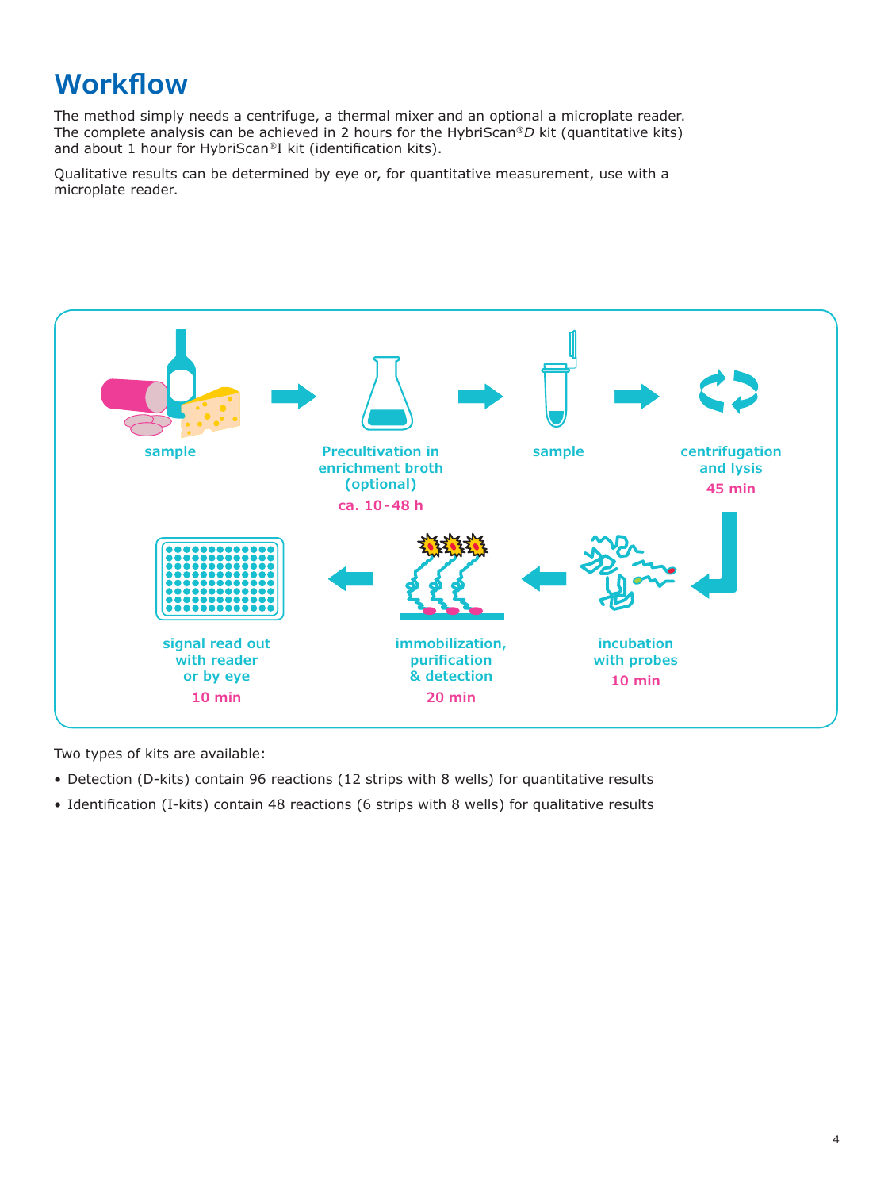# Workflow

The method simply needs a centrifuge, a thermal mixer and an optional a microplate reader. The complete analysis can be achieved in 2 hours for the HybriScan®*D* kit (quantitative kits) and about 1 hour for HybriScan®I kit (identification kits).

Qualitative results can be determined by eye or, for quantitative measurement, use with a microplate reader.

sample → **Precultivation in enrichment broth (optional)** ca. 10-48 h → **sample** → **centrifugation and lysis** 45 min → **incubation with probes** 10 min → **immobilization, purification & detection** 20 min → **signal read out with reader or by eye** 10 min

Two types of kits are available:

- Detection (D-kits) contain 96 reactions (12 strips with 8 wells) for quantitative results
- Identification (I-kits) contain 48 reactions (6 strips with 8 wells) for qualitative results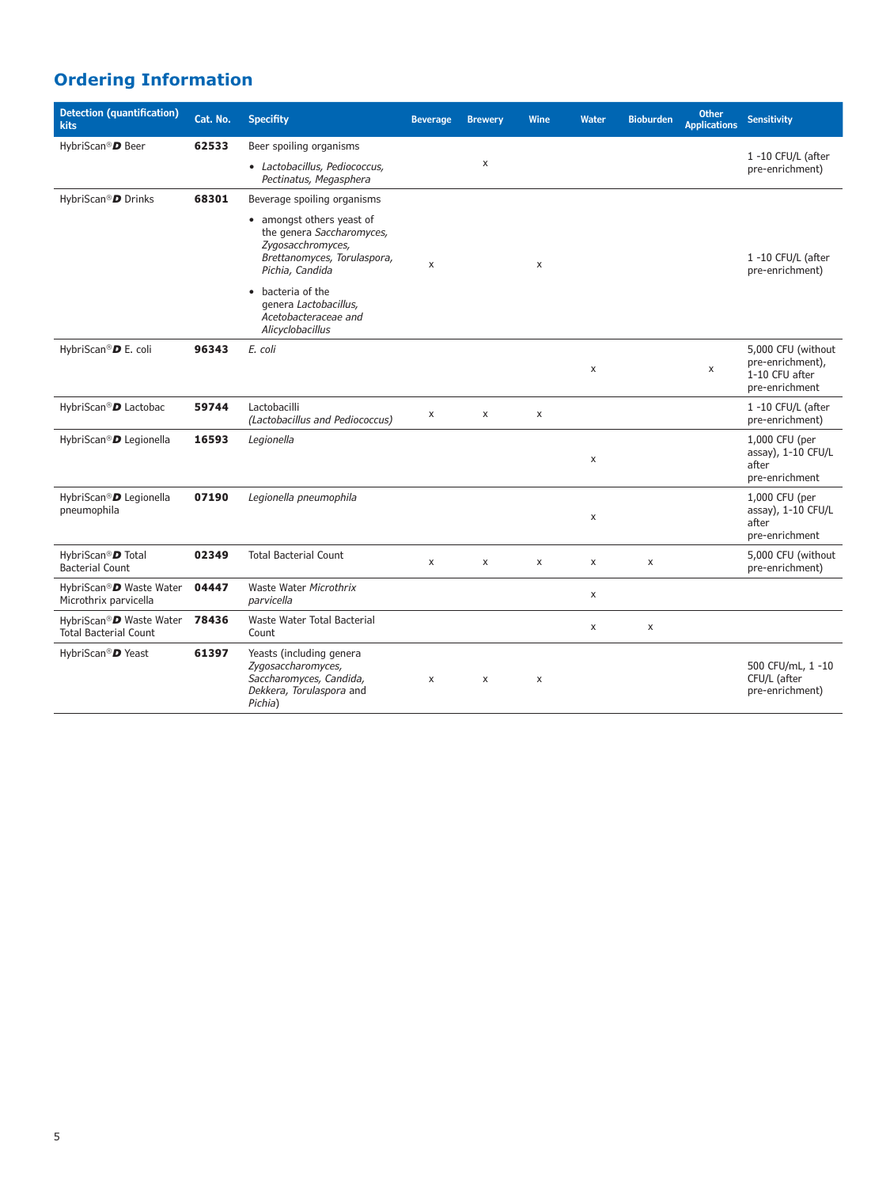## Ordering Information

| Detection (quantification) kits | Cat. No. | Specifity | Beverage | Brewery | Wine | Water | Bioburden | Other Applications | Sensitivity |
|---|---|---|---|---|---|---|---|---|---|
| HybriScan®*D* Beer | **62533** | Beer spoiling organisms<br>• *Lactobacillus, Pediococcus, Pectinatus, Megasphera* | | x | | | | | 1 -10 CFU/L (after pre-enrichment) |
| HybriScan®*D* Drinks | **68301** | Beverage spoiling organisms<br>• amongst others yeast of the genera *Saccharomyces, Zygosacchromyces, Brettanomyces, Torulaspora, Pichia, Candida*<br>• bacteria of the genera *Lactobacillus, Acetobacteraceae and Alicyclobacillus* | x | | x | | | | 1 -10 CFU/L (after pre-enrichment) |
| HybriScan®*D* E. coli | **96343** | *E. coli* | | | | x | | x | 5,000 CFU (without pre-enrichment), 1-10 CFU after pre-enrichment |
| HybriScan®*D* Lactobac | **59744** | Lactobacilli *(Lactobacillus and Pediococcus)* | x | x | x | | | | 1 -10 CFU/L (after pre-enrichment) |
| HybriScan®*D* Legionella | **16593** | *Legionella* | | | | x | | | 1,000 CFU (per assay), 1-10 CFU/L after pre-enrichment |
| HybriScan®*D* Legionella pneumophila | **07190** | *Legionella pneumophila* | | | | x | | | 1,000 CFU (per assay), 1-10 CFU/L after pre-enrichment |
| HybriScan®*D* Total Bacterial Count | **02349** | Total Bacterial Count | x | x | x | x | x | | 5,000 CFU (without pre-enrichment) |
| HybriScan®*D* Waste Water Microthrix parvicella | **04447** | Waste Water *Microthrix parvicella* | | | | x | | | |
| HybriScan®*D* Waste Water Total Bacterial Count | **78436** | Waste Water Total Bacterial Count | | | | x | x | | |
| HybriScan®*D* Yeast | **61397** | Yeasts (including genera *Zygosaccharomyces, Saccharomyces, Candida, Dekkera, Torulaspora* and *Pichia*) | x | x | x | | | | 500 CFU/mL, 1 -10 CFU/L (after pre-enrichment) |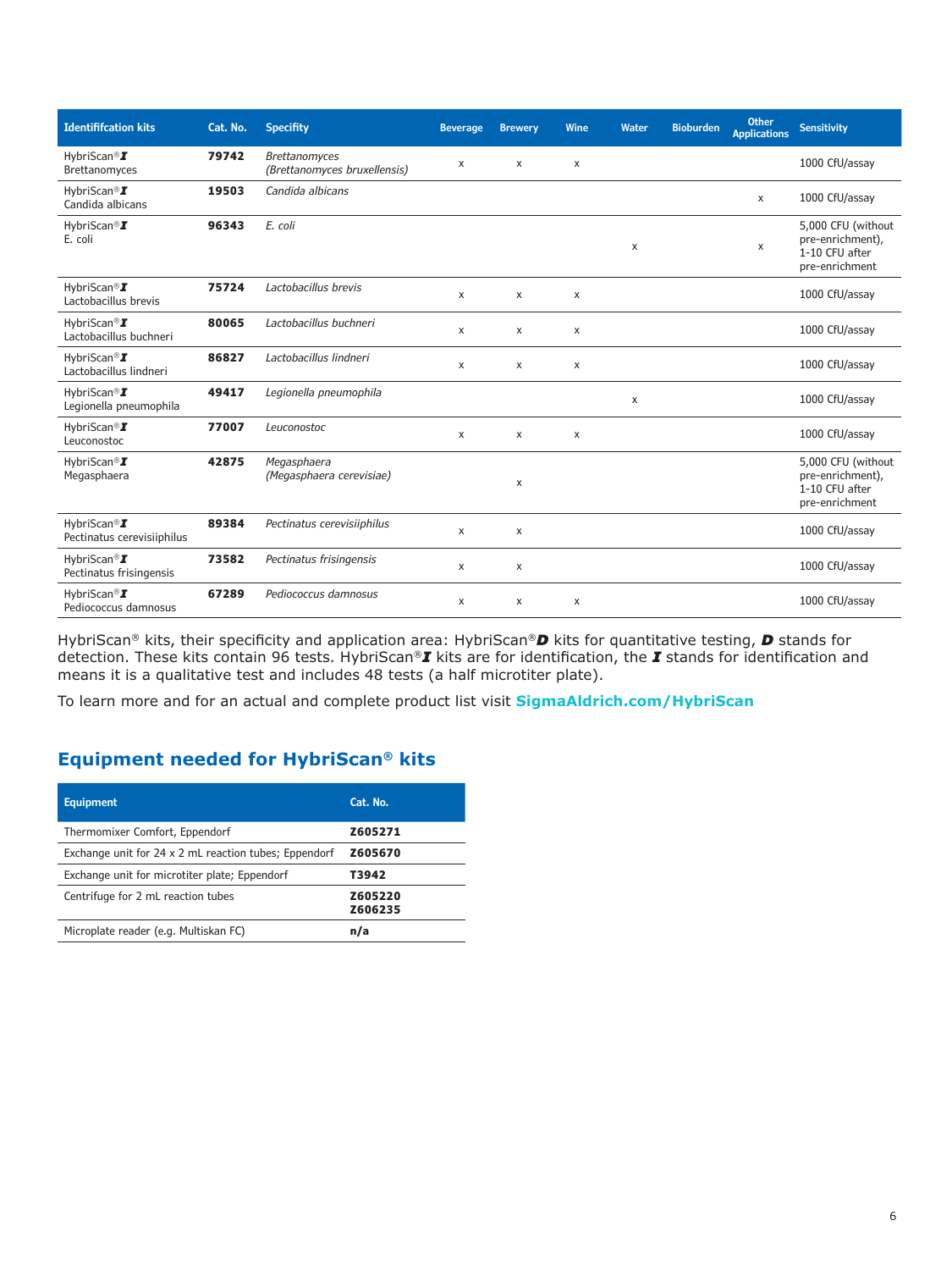| Identififcation kits | Cat. No. | Specifty | Beverage | Brewery | Wine | Water | Bioburden | Other Applications | Sensitivity |
|---|---|---|---|---|---|---|---|---|---|
| HybriScan®***I*** Brettanomyces | **79742** | *Brettanomyces (Brettanomyces bruxellensis)* | x | x | x | | | | 1000 CfU/assay |
| HybriScan®***I*** Candida albicans | **19503** | *Candida albicans* | | | | | | x | 1000 CfU/assay |
| HybriScan®***I*** E. coli | **96343** | *E. coli* | | | | x | | x | 5,000 CFU (without pre-enrichment), 1-10 CFU after pre-enrichment |
| HybriScan®***I*** Lactobacillus brevis | **75724** | *Lactobacillus brevis* | x | x | x | | | | 1000 CfU/assay |
| HybriScan®***I*** Lactobacillus buchneri | **80065** | *Lactobacillus buchneri* | x | x | x | | | | 1000 CfU/assay |
| HybriScan®***I*** Lactobacillus lindneri | **86827** | *Lactobacillus lindneri* | x | x | x | | | | 1000 CfU/assay |
| HybriScan®***I*** Legionella pneumophila | **49417** | *Legionella pneumophila* | | | | x | | | 1000 CfU/assay |
| HybriScan®***I*** Leuconostoc | **77007** | *Leuconostoc* | x | x | x | | | | 1000 CfU/assay |
| HybriScan®***I*** Megasphaera | **42875** | *Megasphaera (Megasphaera cerevisiae)* | | x | | | | | 5,000 CFU (without pre-enrichment), 1-10 CFU after pre-enrichment |
| HybriScan®***I*** Pectinatus cerevisiiphilus | **89384** | *Pectinatus cerevisiiphilus* | x | x | | | | | 1000 CfU/assay |
| HybriScan®***I*** Pectinatus frisingensis | **73582** | *Pectinatus frisingensis* | x | x | | | | | 1000 CfU/assay |
| HybriScan®***I*** Pediococcus damnosus | **67289** | *Pediococcus damnosus* | x | x | x | | | | 1000 CfU/assay |

HybriScan® kits, their specificity and application area: HybriScan®***D*** kits for quantitative testing, ***D*** stands for detection. These kits contain 96 tests. HybriScan®***I*** kits are for identification, the ***I*** stands for identification and means it is a qualitative test and includes 48 tests (a half microtiter plate).

To learn more and for an actual and complete product list visit **SigmaAldrich.com/HybriScan**

## Equipment needed for HybriScan® kits

| Equipment | Cat. No. |
|---|---|
| Thermomixer Comfort, Eppendorf | **Z605271** |
| Exchange unit for 24 x 2 mL reaction tubes; Eppendorf | **Z605670** |
| Exchange unit for microtiter plate; Eppendorf | **T3942** |
| Centrifuge for 2 mL reaction tubes | **Z605220** **Z606235** |
| Microplate reader (e.g. Multiskan FC) | **n/a** |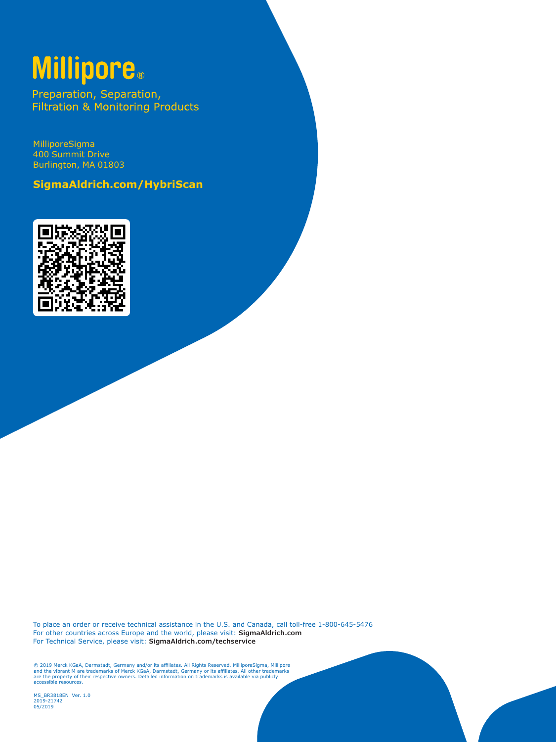# Millipore®

Preparation, Separation,
Filtration & Monitoring Products

MilliporeSigma
400 Summit Drive
Burlington, MA 01803

**SigmaAldrich.com/HybriScan**

To place an order or receive technical assistance in the U.S. and Canada, call toll-free 1-800-645-5476
For other countries across Europe and the world, please visit: **SigmaAldrich.com**
For Technical Service, please visit: **SigmaAldrich.com/techservice**

© 2019 Merck KGaA, Darmstadt, Germany and/or its affiliates. All Rights Reserved. MilliporeSigma, Millipore and the vibrant M are trademarks of Merck KGaA, Darmstadt, Germany or its affiliates. All other trademarks are the property of their respective owners. Detailed information on trademarks is available via publicly accessible resources.

MS_BR3818EN Ver. 1.0
2019-21742
05/2019